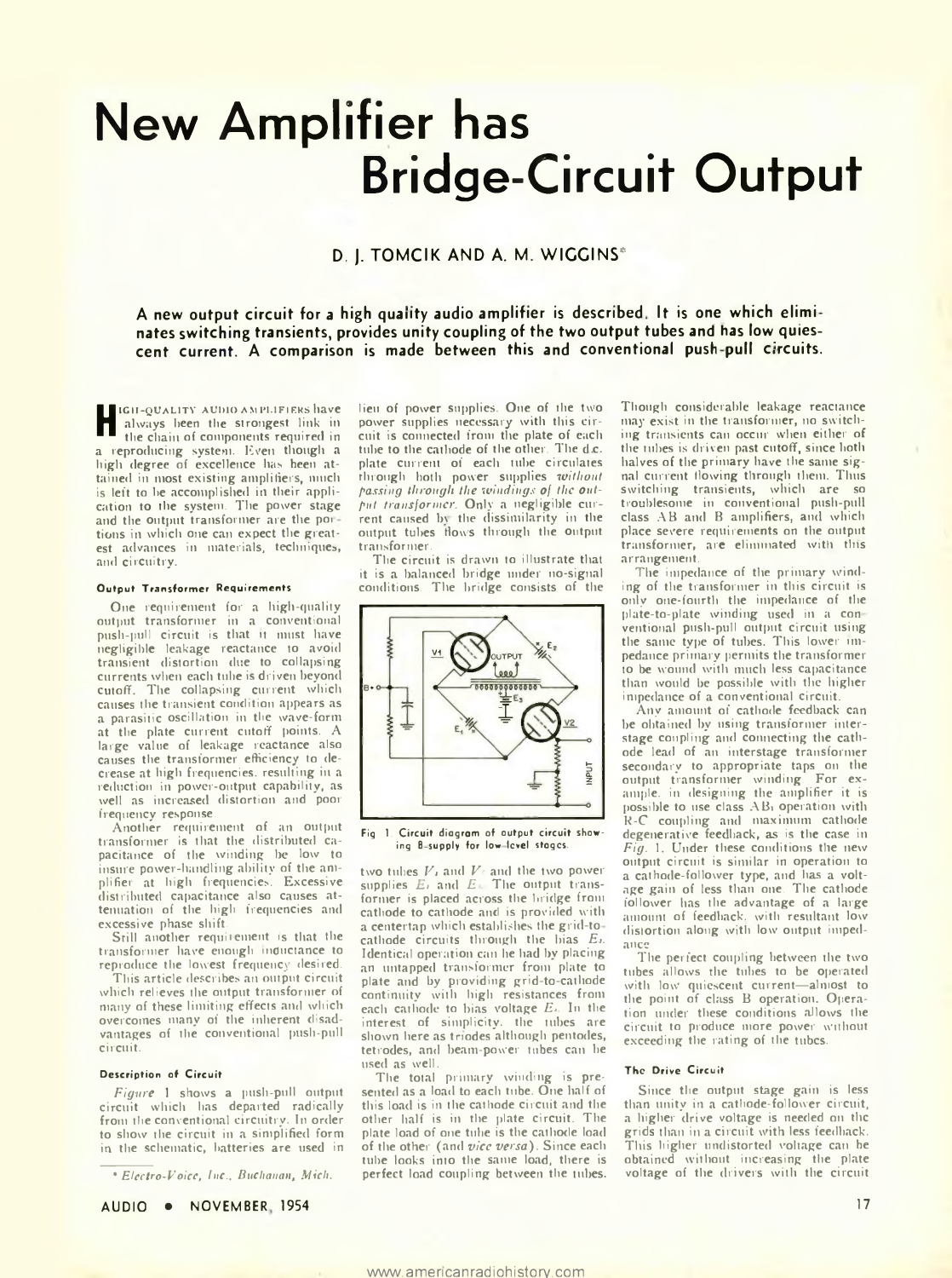# New Amplifier has Bridge-Circuit Output

D. J. TOMCIK AND A. M. WIGGINS*

**A new output circuit for a high quality audio amplifier is described. It is one which eliminates switching transients, provides unity coupling of the two output tubes and has low quiescent current. A comparison is made between this and conventional push-pull circuits.**

HIGH-QUALITY AUDIO AMPLIFIERS have always been the strongest link in the chain of components required in a reproducing system. Even though a high degree of excellence has been attained in most existing amplifiers, much is left to be accomplished in their application to the system. The power stage and the output transformer are the portions in which one can expect the greatest advances in materials, techniques, and circuitry.

#### Output Transformer Requirements

One requirement for a high-quality output transformer in a conventional push-pull circuit is that it must have negligible leakage reactance to avoid transient distortion due to collapsing currents when each tube is driven beyond cutoff. The collapsing current which causes the transient condition appears as a parasitic oscillation in the wave-form at the plate current cutoff points. A large value of leakage reactance also causes the transformer efficiency to decrease at high frequencies, resulting in a reduction in power-output capability, as well as increased distortion and poor frequency response.

Another requirement of an output transformer is that the distributed capacitance of the winding be low to insure power-handling ability of the amplifier at high frequencies. Excessive distributed capacitance also causes attenuation of the high frequencies and excessive phase shift.

Still another requirement is that the transformer have enough inductance to reproduce the lowest frequency desired.

This article describes an output circuit which relieves the output transformer of many of these limiting effects and which overcomes many of the inherent disadvantages of the conventional push-pull circuit.

#### Description of Circuit

*Figure* 1 shows a push-pull output circuit which has departed radically from the conventional circuitry. In order to show the circuit in a simplified form in the schematic, batteries are used in lieu of power supplies. One of the two power supplies necessary with this circuit is connected from the plate of each tube to the cathode of the other. The d.c. plate current of each tube circulates through both power supplies *without passing through the windings of the output transformer*. Only a negligible current caused by the dissimilarity in the output tubes flows through the output transformer.

The circuit is drawn to illustrate that it is a balanced bridge under no-signal conditions. The bridge consists of the two tubes $V_1$ and $V_2$ and the two power supplies $E_1$ and $E_2$. The output transformer is placed across the bridge from cathode to cathode and is provided with a centertap which establishes the grid-to-cathode circuits through the bias $E_3$. Identical operation can be had by placing an untapped transformer from plate to plate and by providing grid-to-cathode continuity with high resistances from each cathode to bias voltage $E_3$. In the interest of simplicity, the tubes are shown here as triodes although pentodes, tetrodes, and beam-power tubes can be used as well.

Fig. 1 Circuit diagram of output circuit showing B-supply for low-level stages.

The total primary winding is presented as a load to each tube. One half of this load is in the cathode circuit and the other half is in the plate circuit. The plate load of one tube is the cathode load of the other (and *vice versa*). Since each tube looks into the same load, there is perfect load coupling between the tubes. Though considerable leakage reactance may exist in the transformer, no switching transients can occur when either of the tubes is driven past cutoff, since both halves of the primary have the same signal current flowing through them. Thus switching transients, which are so troublesome in conventional push-pull class AB and B amplifiers, and which place severe requirements on the output transformer, are eliminated with this arrangement.

The impedance of the primary winding of the transformer in this circuit is only one-fourth the impedance of the plate-to-plate winding used in a conventional push-pull output circuit using the same type of tubes. This lower impedance primary permits the transformer to be wound with much less capacitance than would be possible with the higher impedance of a conventional circuit.

Any amount of cathode feedback can be obtained by using transformer interstage coupling and connecting the cathode lead of an interstage transformer secondary to appropriate taps on the output transformer winding. For example, in designing the amplifier it is possible to use class $AB_1$ operation with R-C coupling and maximum cathode degenerative feedback, as is the case in *Fig.* 1. Under these conditions the new output circuit is similar in operation to a cathode-follower type, and has a voltage gain of less than one. The cathode follower has the advantage of a large amount of feedback, with resultant low distortion along with low output impedance.

The perfect coupling between the two tubes allows the tubes to be operated with low quiescent current—almost to the point of class B operation. Operation under these conditions allows the circuit to produce more power without exceeding the rating of the tubes.

#### The Drive Circuit

Since the output stage gain is less than unity in a cathode-follower circuit, a higher drive voltage is needed on the grids than in a circuit with less feedback. This higher undistorted voltage can be obtained without increasing the plate voltage of the drivers with the circuit

* *Electro-Voice, Inc., Buchanan, Mich.*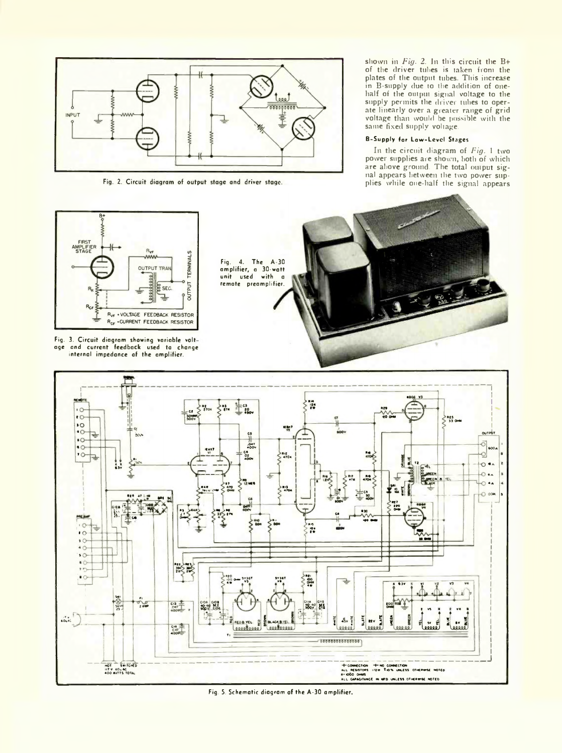Fig. 2. Circuit diagram of output stage and driver stage.

shown in *Fig. 2*. In this circuit the B+ of the driver tubes is taken from the plates of the output tubes. This increase in B-supply due to the addition of one-half of the output signal voltage to the supply permits the driver tubes to operate linearly over a greater range of grid voltage than would be possible with the same fixed supply voltage.

### B-Supply for Low-Level Stages

In the circuit diagram of *Fig. 1* two power supplies are shown, both of which are above ground. The total output signal appears between the two power supplies while one-half the signal appears

Fig. 3. Circuit diagram showing variable voltage and current feedback used to change internal impedance of the amplifier.

Fig. 4. The A-30 amplifier, a 30-watt unit used with a remote preamplifier.

Fig. 5. Schematic diagram of the A-30 amplifier.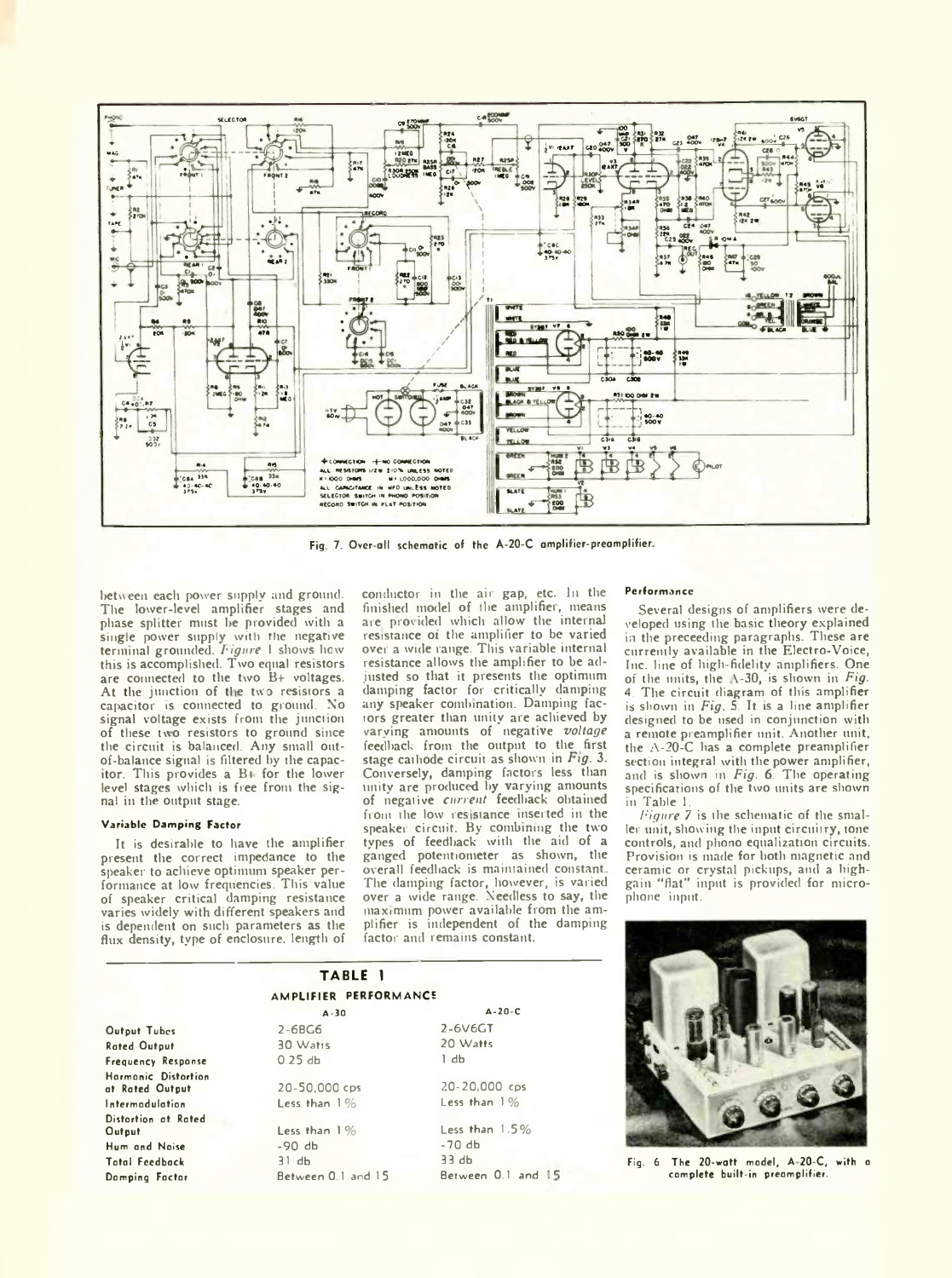Fig. 7. Over-all schematic of the A-20-C amplifier-preamplifier.

between each power supply and ground. The lower-level amplifier stages and phase splitter must be provided with a single power supply with the negative terminal grounded. *Figure* 1 shows how this is accomplished. Two equal resistors are connected to the two B+ voltages. At the junction of the two resistors a capacitor is connected to ground. No signal voltage exists from the junction of these two resistors to ground since the circuit is balanced. Any small out-of-balance signal is filtered by the capacitor. This provides a B+ for the lower level stages which is free from the signal in the output stage.

#### Variable Damping Factor

It is desirable to have the amplifier present the correct impedance to the speaker to achieve optimum speaker performance at low frequencies. This value of speaker critical damping resistance varies widely with different speakers and is dependent on such parameters as the flux density, type of enclosure, length of conductor in the air gap, etc. In the finished model of the amplifier, means are provided which allow the internal resistance of the amplifier to be varied over a wide range. This variable internal resistance allows the amplifier to be adjusted so that it presents the optimum damping factor for critically damping any speaker combination. Damping factors greater than unity are achieved by varying amounts of negative *voltage* feedback from the output to the first stage cathode circuit as shown in *Fig.* 3. Conversely, damping factors less than unity are produced by varying amounts of negative *current* feedback obtained from the low resistance inserted in the speaker circuit. By combining the two types of feedback with the aid of a ganged potentiometer as shown, the overall feedback is maintained constant. The damping factor, however, is varied over a wide range. Needless to say, the maximum power available from the amplifier is independent of the damping factor and remains constant.

#### Performance

Several designs of amplifiers were developed using the basic theory explained in the preceeding paragraphs. These are currently available in the Electro-Voice, Inc. line of high-fidelity amplifiers. One of the units, the A-30, is shown in *Fig.* 4. The circuit diagram of this amplifier is shown in *Fig.* 5. It is a line amplifier designed to be used in conjunction with a remote preamplifier unit. Another unit, the A-20-C has a complete preamplifier section integral with the power amplifier, and is shown in *Fig.* 6. The operating specifications of the two units are shown in Table 1.

*Figure* 7 is the schematic of the smaller unit, showing the input circuitry, tone controls, and phono equalization circuits. Provision is made for both magnetic and ceramic or crystal pickups, and a high-gain "flat" input is provided for microphone input.

**TABLE 1**

**AMPLIFIER PERFORMANCE**

| | A-30 | A-20-C |
|---|---|---|
| Output Tubes | 2-6BG6 | 2-6V6GT |
| Rated Output | 30 Watts | 20 Watts |
| Frequency Response | 0.25 db | 1 db |
| Harmonic Distortion at Rated Output | 20-50,000 cps | 20-20,000 cps |
| Intermodulation | Less than 1% | Less than 1% |
| Distortion at Rated Output | Less than 1% | Less than 1.5% |
| Hum and Noise | -90 db | -70 db |
| Total Feedback | 31 db | 33 db |
| Damping Factor | Between 0.1 and 15 | Between 0.1 and 15 |

Fig. 6. The 20-watt model, A-20-C, with a complete built-in preamplifier.